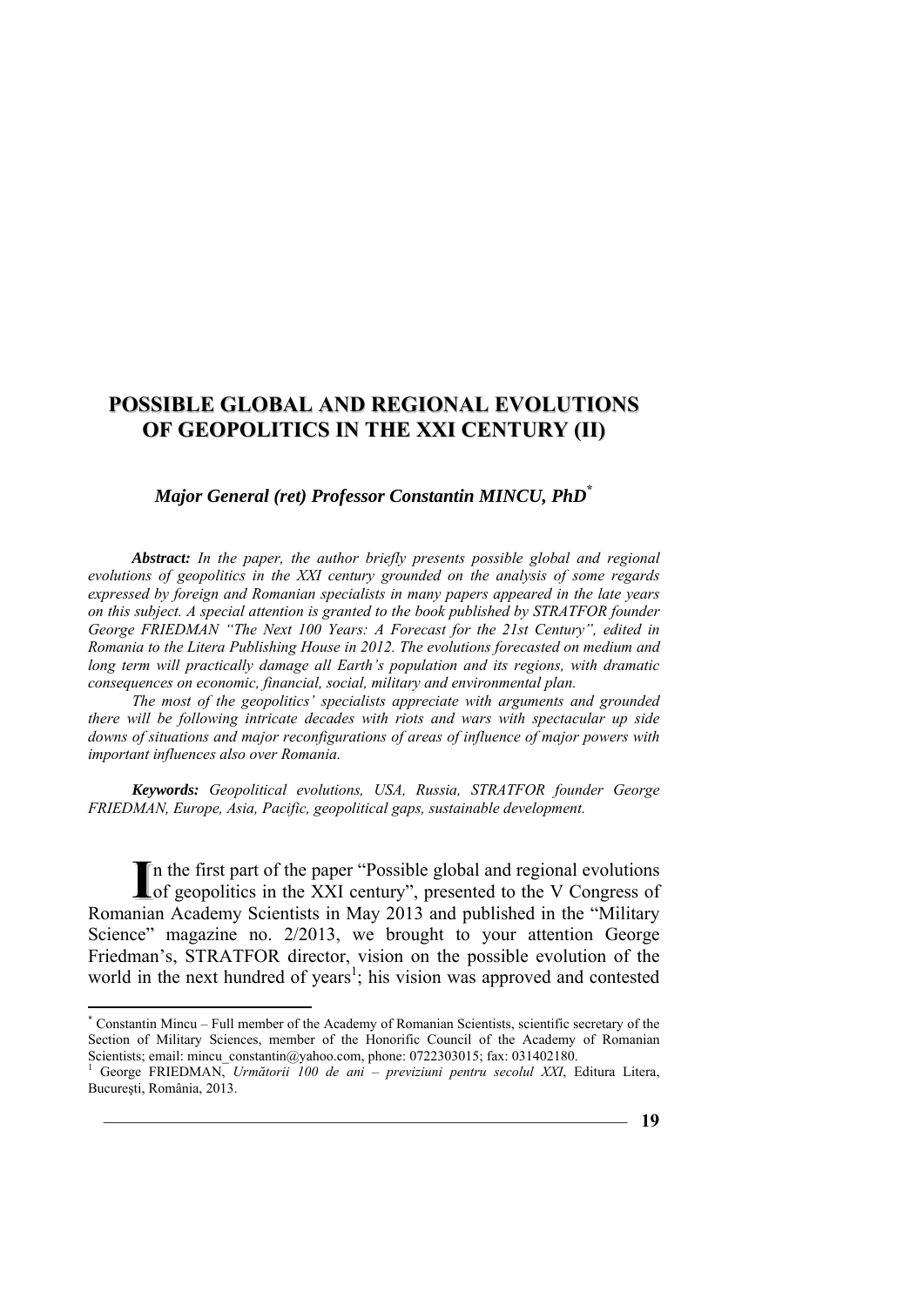# POSSIBLE GLOBAL AND REGIONAL EVOLUTIONS OF GEOPOLITICS IN THE XXI CENTURY (II)

***Major General (ret) Professor Constantin MINCU, PhD*** [*]

***Abstract:*** *In the paper, the author briefly presents possible global and regional evolutions of geopolitics in the XXI century grounded on the analysis of some regards expressed by foreign and Romanian specialists in many papers appeared in the late years on this subject. A special attention is granted to the book published by STRATFOR founder George FRIEDMAN "The Next 100 Years: A Forecast for the 21st Century", edited in Romania to the Litera Publishing House in 2012. The evolutions forecasted on medium and long term will practically damage all Earth's population and its regions, with dramatic consequences on economic, financial, social, military and environmental plan.*

*The most of the geopolitics' specialists appreciate with arguments and grounded there will be following intricate decades with riots and wars with spectacular up side downs of situations and major reconfigurations of areas of influence of major powers with important influences also over Romania.*

***Keywords:*** *Geopolitical evolutions, USA, Russia, STRATFOR founder George FRIEDMAN, Europe, Asia, Pacific, geopolitical gaps, sustainable development.*

In the first part of the paper "Possible global and regional evolutions of geopolitics in the XXI century", presented to the V Congress of Romanian Academy Scientists in May 2013 and published in the "Military Science" magazine no. 2/2013, we brought to your attention George Friedman's, STRATFOR director, vision on the possible evolution of the world in the next hundred of years[1]; his vision was approved and contested

---

[*] Constantin Mincu – Full member of the Academy of Romanian Scientists, scientific secretary of the Section of Military Sciences, member of the Honorific Council of the Academy of Romanian Scientists; email: mincu_constantin@yahoo.com, phone: 0722303015; fax: 031402180.

[1] George FRIEDMAN, *Următorii 100 de ani – previziuni pentru secolul XXI*, Editura Litera, București, România, 2013.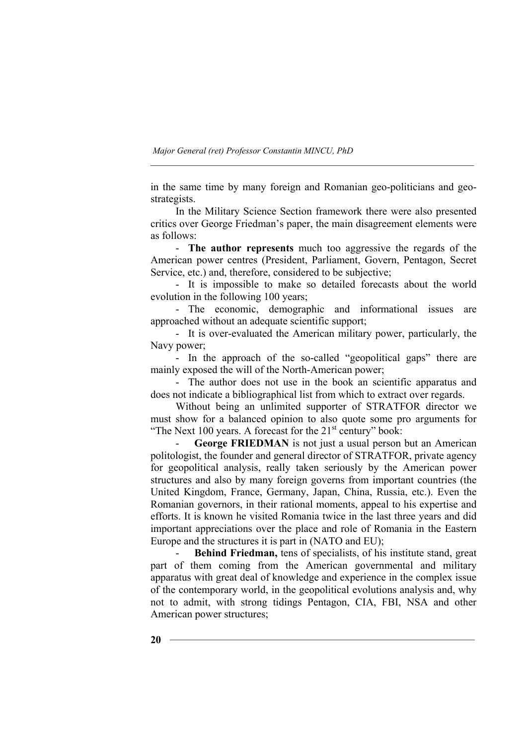in the same time by many foreign and Romanian geo-politicians and geo-strategists.

In the Military Science Section framework there were also presented critics over George Friedman's paper, the main disagreement elements were as follows:

- **The author represents** much too aggressive the regards of the American power centres (President, Parliament, Govern, Pentagon, Secret Service, etc.) and, therefore, considered to be subjective;
- It is impossible to make so detailed forecasts about the world evolution in the following 100 years;
- The economic, demographic and informational issues are approached without an adequate scientific support;
- It is over-evaluated the American military power, particularly, the Navy power;
- In the approach of the so-called "geopolitical gaps" there are mainly exposed the will of the North-American power;
- The author does not use in the book an scientific apparatus and does not indicate a bibliographical list from which to extract over regards.

Without being an unlimited supporter of STRATFOR director we must show for a balanced opinion to also quote some pro arguments for "The Next 100 years. A forecast for the 21st century" book:

- **George FRIEDMAN** is not just a usual person but an American politologist, the founder and general director of STRATFOR, private agency for geopolitical analysis, really taken seriously by the American power structures and also by many foreign governs from important countries (the United Kingdom, France, Germany, Japan, China, Russia, etc.). Even the Romanian governors, in their rational moments, appeal to his expertise and efforts. It is known he visited Romania twice in the last three years and did important appreciations over the place and role of Romania in the Eastern Europe and the structures it is part in (NATO and EU);
- **Behind Friedman,** tens of specialists, of his institute stand, great part of them coming from the American governmental and military apparatus with great deal of knowledge and experience in the complex issue of the contemporary world, in the geopolitical evolutions analysis and, why not to admit, with strong tidings Pentagon, CIA, FBI, NSA and other American power structures;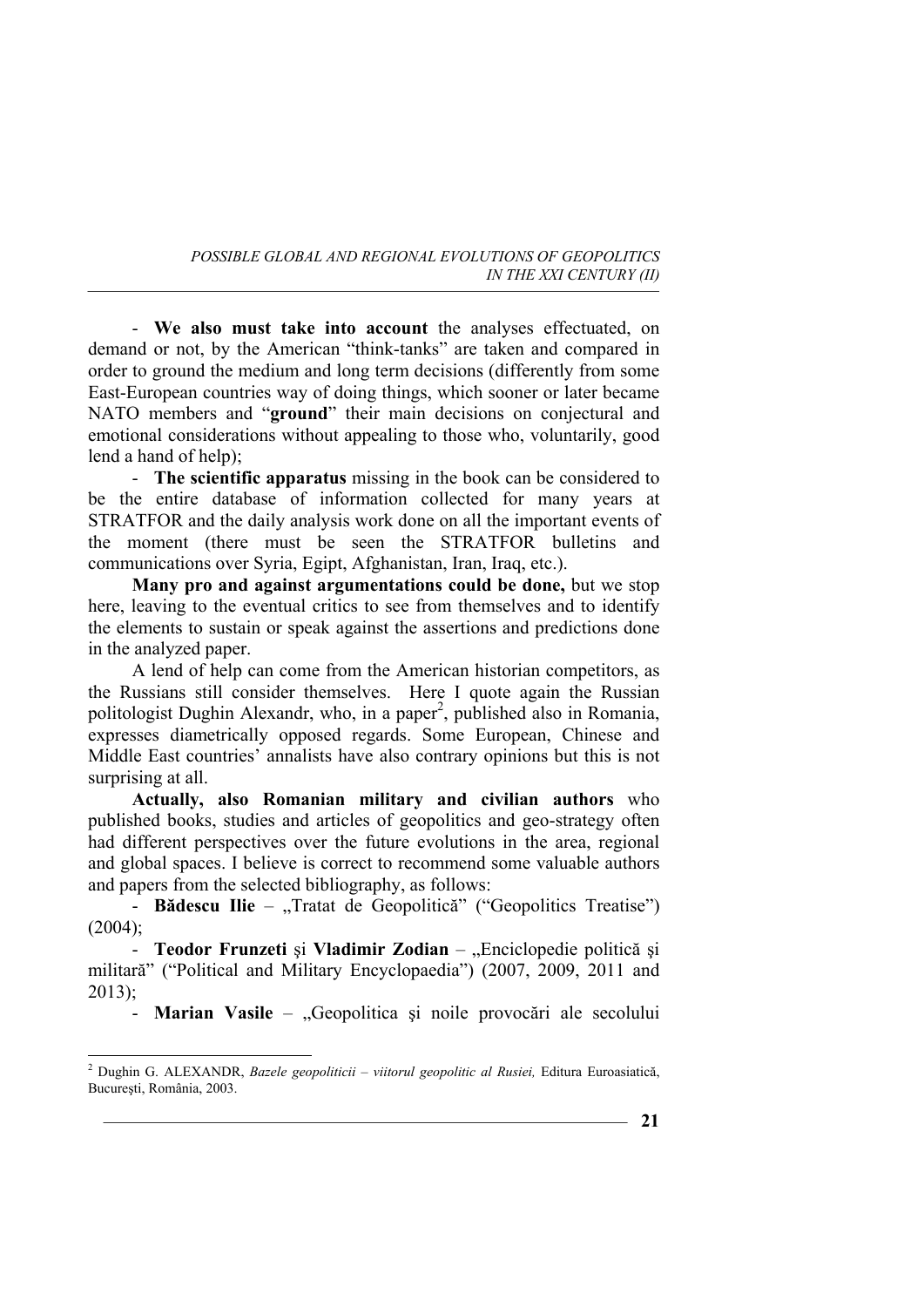- **We also must take into account** the analyses effectuated, on demand or not, by the American "think-tanks" are taken and compared in order to ground the medium and long term decisions (differently from some East-European countries way of doing things, which sooner or later became NATO members and "**ground**" their main decisions on conjectural and emotional considerations without appealing to those who, voluntarily, good lend a hand of help);

- **The scientific apparatus** missing in the book can be considered to be the entire database of information collected for many years at STRATFOR and the daily analysis work done on all the important events of the moment (there must be seen the STRATFOR bulletins and communications over Syria, Egipt, Afghanistan, Iran, Iraq, etc.).

**Many pro and against argumentations could be done,** but we stop here, leaving to the eventual critics to see from themselves and to identify the elements to sustain or speak against the assertions and predictions done in the analyzed paper.

A lend of help can come from the American historian competitors, as the Russians still consider themselves. Here I quote again the Russian politologist Dughin Alexandr, who, in a paper[2], published also in Romania, expresses diametrically opposed regards. Some European, Chinese and Middle East countries' annalists have also contrary opinions but this is not surprising at all.

**Actually, also Romanian military and civilian authors** who published books, studies and articles of geopolitics and geo-strategy often had different perspectives over the future evolutions in the area, regional and global spaces. I believe is correct to recommend some valuable authors and papers from the selected bibliography, as follows:

- **Bădescu Ilie** – „Tratat de Geopolitică" ("Geopolitics Treatise") (2004);
- **Teodor Frunzeti** şi **Vladimir Zodian** – „Enciclopedie politică şi militară" ("Political and Military Encyclopaedia") (2007, 2009, 2011 and 2013);
- **Marian Vasile** – „Geopolitica şi noile provocări ale secolului

[2] Dughin G. ALEXANDR, *Bazele geopoliticii – viitorul geopolitic al Rusiei,* Editura Euroasiatică, Bucureşti, România, 2003.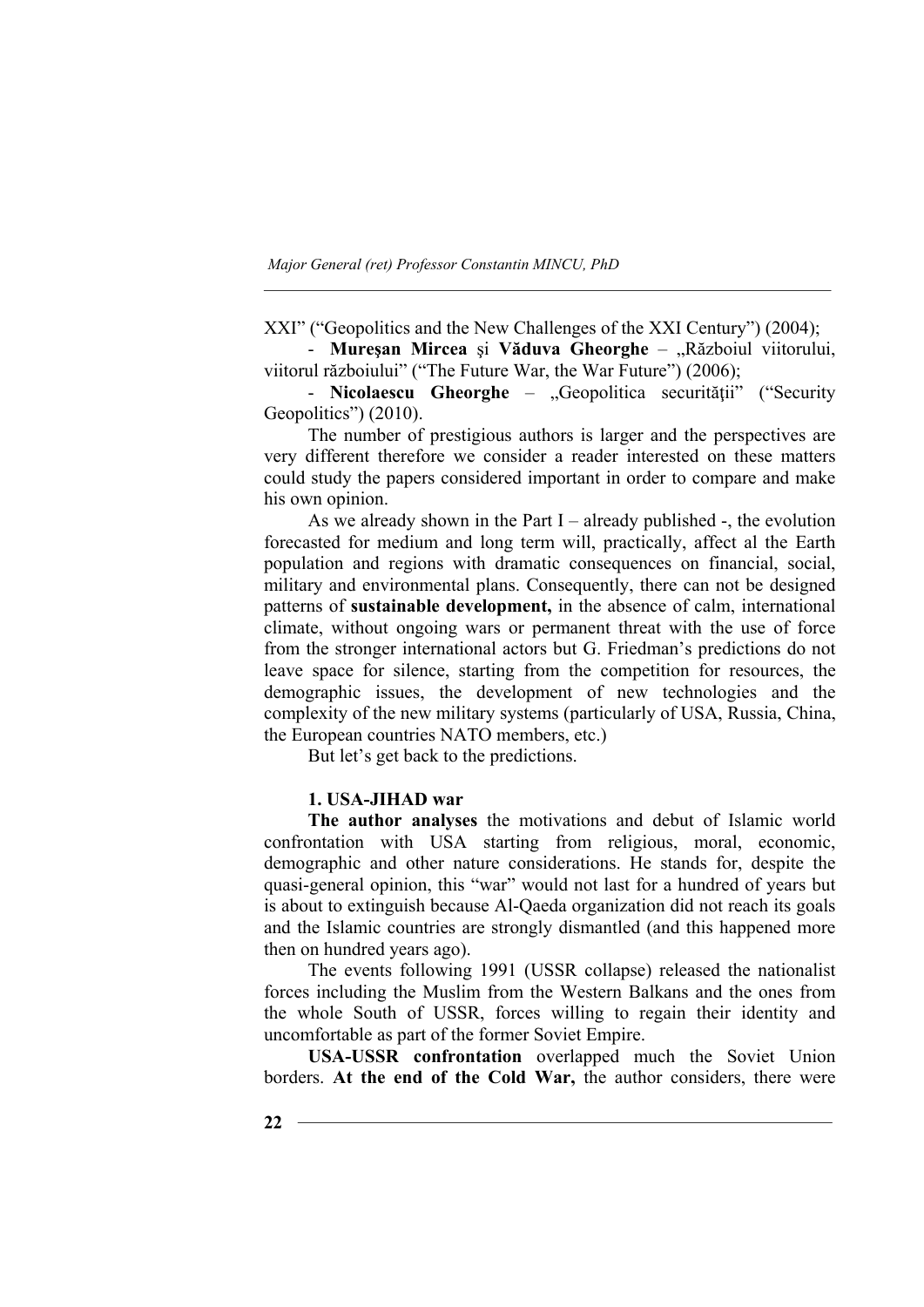XXI" ("Geopolitics and the New Challenges of the XXI Century") (2004);

- **Mureşan Mircea** şi **Văduva Gheorghe** – „Războiul viitorului, viitorul războiului" ("The Future War, the War Future") (2006);

- **Nicolaescu Gheorghe** – „Geopolitica securităţii" ("Security Geopolitics") (2010).

The number of prestigious authors is larger and the perspectives are very different therefore we consider a reader interested on these matters could study the papers considered important in order to compare and make his own opinion.

As we already shown in the Part I – already published -, the evolution forecasted for medium and long term will, practically, affect al the Earth population and regions with dramatic consequences on financial, social, military and environmental plans. Consequently, there can not be designed patterns of **sustainable development,** in the absence of calm, international climate, without ongoing wars or permanent threat with the use of force from the stronger international actors but G. Friedman's predictions do not leave space for silence, starting from the competition for resources, the demographic issues, the development of new technologies and the complexity of the new military systems (particularly of USA, Russia, China, the European countries NATO members, etc.)

But let's get back to the predictions.

### 1. USA-JIHAD war

**The author analyses** the motivations and debut of Islamic world confrontation with USA starting from religious, moral, economic, demographic and other nature considerations. He stands for, despite the quasi-general opinion, this "war" would not last for a hundred of years but is about to extinguish because Al-Qaeda organization did not reach its goals and the Islamic countries are strongly dismantled (and this happened more then on hundred years ago).

The events following 1991 (USSR collapse) released the nationalist forces including the Muslim from the Western Balkans and the ones from the whole South of USSR, forces willing to regain their identity and uncomfortable as part of the former Soviet Empire.

**USA-USSR confrontation** overlapped much the Soviet Union borders. **At the end of the Cold War,** the author considers, there were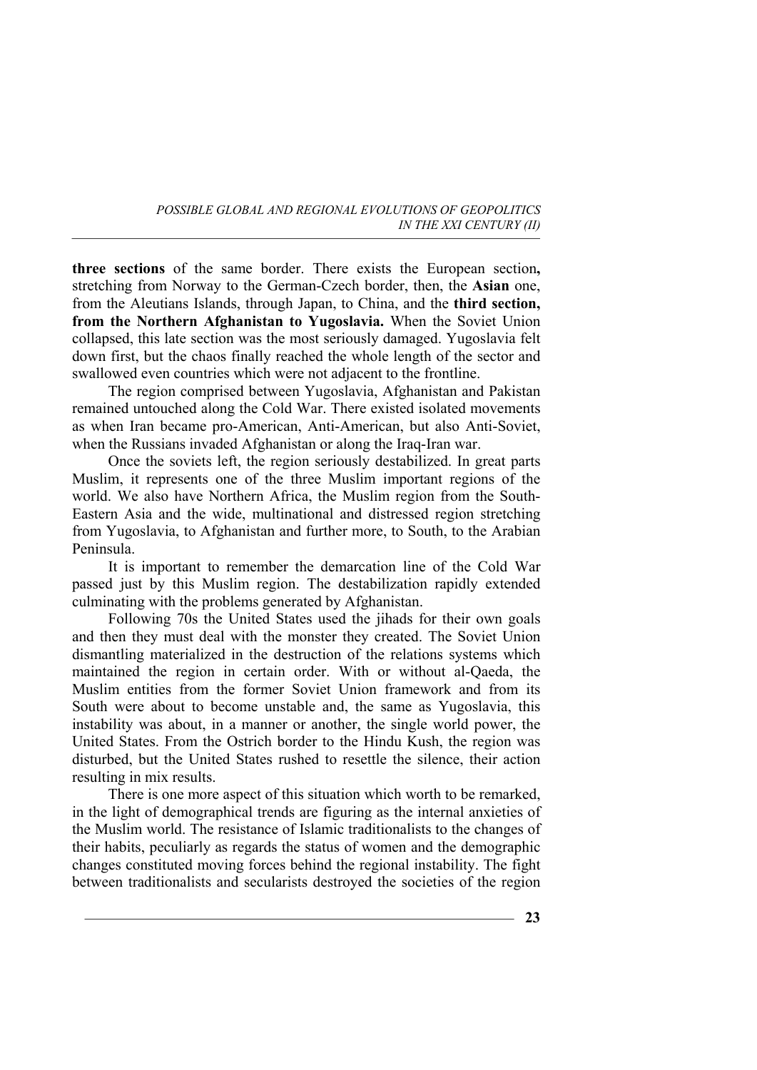**three sections** of the same border. There exists the European section**,** stretching from Norway to the German-Czech border, then, the **Asian** one, from the Aleutians Islands, through Japan, to China, and the **third section, from the Northern Afghanistan to Yugoslavia.** When the Soviet Union collapsed, this late section was the most seriously damaged. Yugoslavia felt down first, but the chaos finally reached the whole length of the sector and swallowed even countries which were not adjacent to the frontline.

The region comprised between Yugoslavia, Afghanistan and Pakistan remained untouched along the Cold War. There existed isolated movements as when Iran became pro-American, Anti-American, but also Anti-Soviet, when the Russians invaded Afghanistan or along the Iraq-Iran war.

Once the soviets left, the region seriously destabilized. In great parts Muslim, it represents one of the three Muslim important regions of the world. We also have Northern Africa, the Muslim region from the South-Eastern Asia and the wide, multinational and distressed region stretching from Yugoslavia, to Afghanistan and further more, to South, to the Arabian Peninsula.

It is important to remember the demarcation line of the Cold War passed just by this Muslim region. The destabilization rapidly extended culminating with the problems generated by Afghanistan.

Following 70s the United States used the jihads for their own goals and then they must deal with the monster they created. The Soviet Union dismantling materialized in the destruction of the relations systems which maintained the region in certain order. With or without al-Qaeda, the Muslim entities from the former Soviet Union framework and from its South were about to become unstable and, the same as Yugoslavia, this instability was about, in a manner or another, the single world power, the United States. From the Ostrich border to the Hindu Kush, the region was disturbed, but the United States rushed to resettle the silence, their action resulting in mix results.

There is one more aspect of this situation which worth to be remarked, in the light of demographical trends are figuring as the internal anxieties of the Muslim world. The resistance of Islamic traditionalists to the changes of their habits, peculiarly as regards the status of women and the demographic changes constituted moving forces behind the regional instability. The fight between traditionalists and secularists destroyed the societies of the region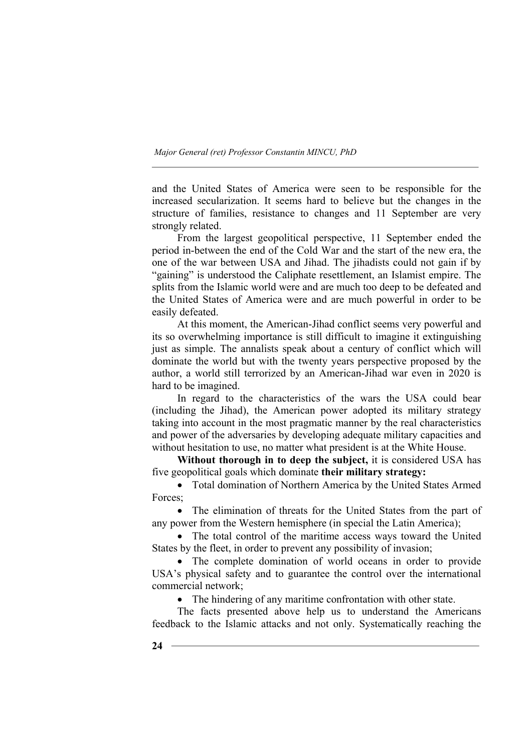and the United States of America were seen to be responsible for the increased secularization. It seems hard to believe but the changes in the structure of families, resistance to changes and 11 September are very strongly related.

From the largest geopolitical perspective, 11 September ended the period in-between the end of the Cold War and the start of the new era, the one of the war between USA and Jihad. The jihadists could not gain if by "gaining" is understood the Caliphate resettlement, an Islamist empire. The splits from the Islamic world were and are much too deep to be defeated and the United States of America were and are much powerful in order to be easily defeated.

At this moment, the American-Jihad conflict seems very powerful and its so overwhelming importance is still difficult to imagine it extinguishing just as simple. The annalists speak about a century of conflict which will dominate the world but with the twenty years perspective proposed by the author, a world still terrorized by an American-Jihad war even in 2020 is hard to be imagined.

In regard to the characteristics of the wars the USA could bear (including the Jihad), the American power adopted its military strategy taking into account in the most pragmatic manner by the real characteristics and power of the adversaries by developing adequate military capacities and without hesitation to use, no matter what president is at the White House.

**Without thorough in to deep the subject,** it is considered USA has five geopolitical goals which dominate **their military strategy:**

- Total domination of Northern America by the United States Armed Forces;
- The elimination of threats for the United States from the part of any power from the Western hemisphere (in special the Latin America);
- The total control of the maritime access ways toward the United States by the fleet, in order to prevent any possibility of invasion;
- The complete domination of world oceans in order to provide USA's physical safety and to guarantee the control over the international commercial network;
- The hindering of any maritime confrontation with other state.

The facts presented above help us to understand the Americans feedback to the Islamic attacks and not only. Systematically reaching the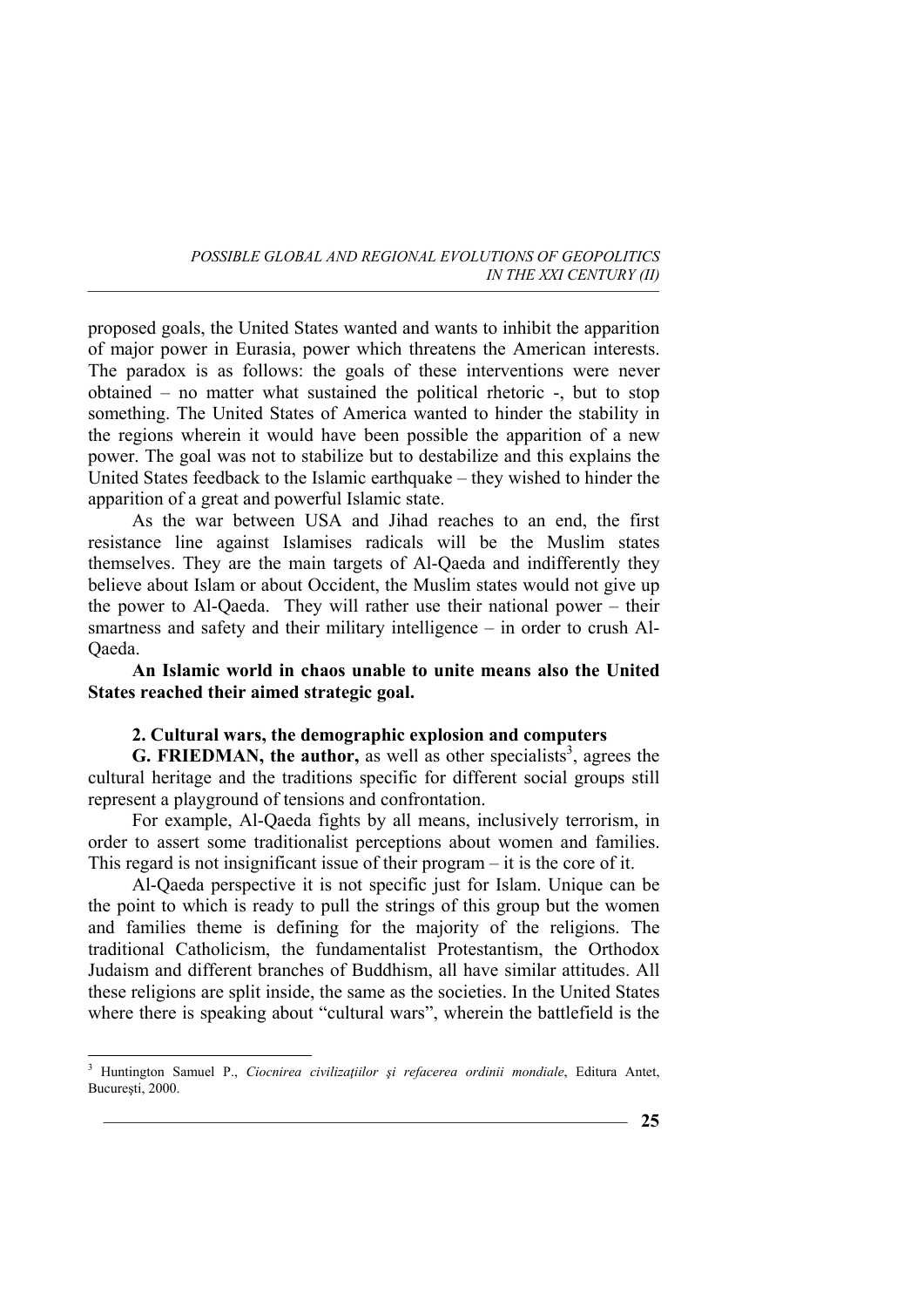proposed goals, the United States wanted and wants to inhibit the apparition of major power in Eurasia, power which threatens the American interests. The paradox is as follows: the goals of these interventions were never obtained – no matter what sustained the political rhetoric -, but to stop something. The United States of America wanted to hinder the stability in the regions wherein it would have been possible the apparition of a new power. The goal was not to stabilize but to destabilize and this explains the United States feedback to the Islamic earthquake – they wished to hinder the apparition of a great and powerful Islamic state.

As the war between USA and Jihad reaches to an end, the first resistance line against Islamises radicals will be the Muslim states themselves. They are the main targets of Al-Qaeda and indifferently they believe about Islam or about Occident, the Muslim states would not give up the power to Al-Qaeda. They will rather use their national power – their smartness and safety and their military intelligence – in order to crush Al-Qaeda.

**An Islamic world in chaos unable to unite means also the United States reached their aimed strategic goal.**

### 2. Cultural wars, the demographic explosion and computers

**G. FRIEDMAN, the author,** as well as other specialists[3], agrees the cultural heritage and the traditions specific for different social groups still represent a playground of tensions and confrontation.

For example, Al-Qaeda fights by all means, inclusively terrorism, in order to assert some traditionalist perceptions about women and families. This regard is not insignificant issue of their program – it is the core of it.

Al-Qaeda perspective it is not specific just for Islam. Unique can be the point to which is ready to pull the strings of this group but the women and families theme is defining for the majority of the religions. The traditional Catholicism, the fundamentalist Protestantism, the Orthodox Judaism and different branches of Buddhism, all have similar attitudes. All these religions are split inside, the same as the societies. In the United States where there is speaking about "cultural wars", wherein the battlefield is the

[3] Huntington Samuel P., *Ciocnirea civilizaţiilor şi refacerea ordinii mondiale*, Editura Antet, Bucureşti, 2000.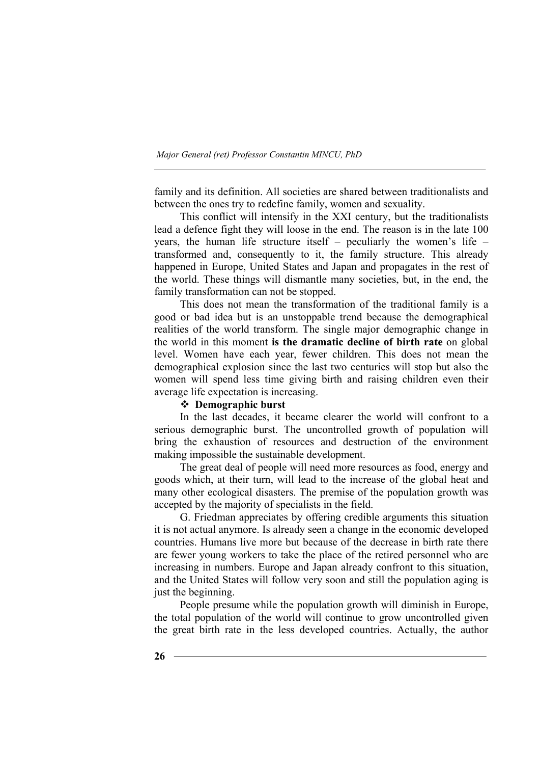family and its definition. All societies are shared between traditionalists and between the ones try to redefine family, women and sexuality.

This conflict will intensify in the XXI century, but the traditionalists lead a defence fight they will loose in the end. The reason is in the late 100 years, the human life structure itself – peculiarly the women's life – transformed and, consequently to it, the family structure. This already happened in Europe, United States and Japan and propagates in the rest of the world. These things will dismantle many societies, but, in the end, the family transformation can not be stopped.

This does not mean the transformation of the traditional family is a good or bad idea but is an unstoppable trend because the demographical realities of the world transform. The single major demographic change in the world in this moment **is the dramatic decline of birth rate** on global level. Women have each year, fewer children. This does not mean the demographical explosion since the last two centuries will stop but also the women will spend less time giving birth and raising children even their average life expectation is increasing.

- **Demographic burst**

In the last decades, it became clearer the world will confront to a serious demographic burst. The uncontrolled growth of population will bring the exhaustion of resources and destruction of the environment making impossible the sustainable development.

The great deal of people will need more resources as food, energy and goods which, at their turn, will lead to the increase of the global heat and many other ecological disasters. The premise of the population growth was accepted by the majority of specialists in the field.

G. Friedman appreciates by offering credible arguments this situation it is not actual anymore. Is already seen a change in the economic developed countries. Humans live more but because of the decrease in birth rate there are fewer young workers to take the place of the retired personnel who are increasing in numbers. Europe and Japan already confront to this situation, and the United States will follow very soon and still the population aging is just the beginning.

People presume while the population growth will diminish in Europe, the total population of the world will continue to grow uncontrolled given the great birth rate in the less developed countries. Actually, the author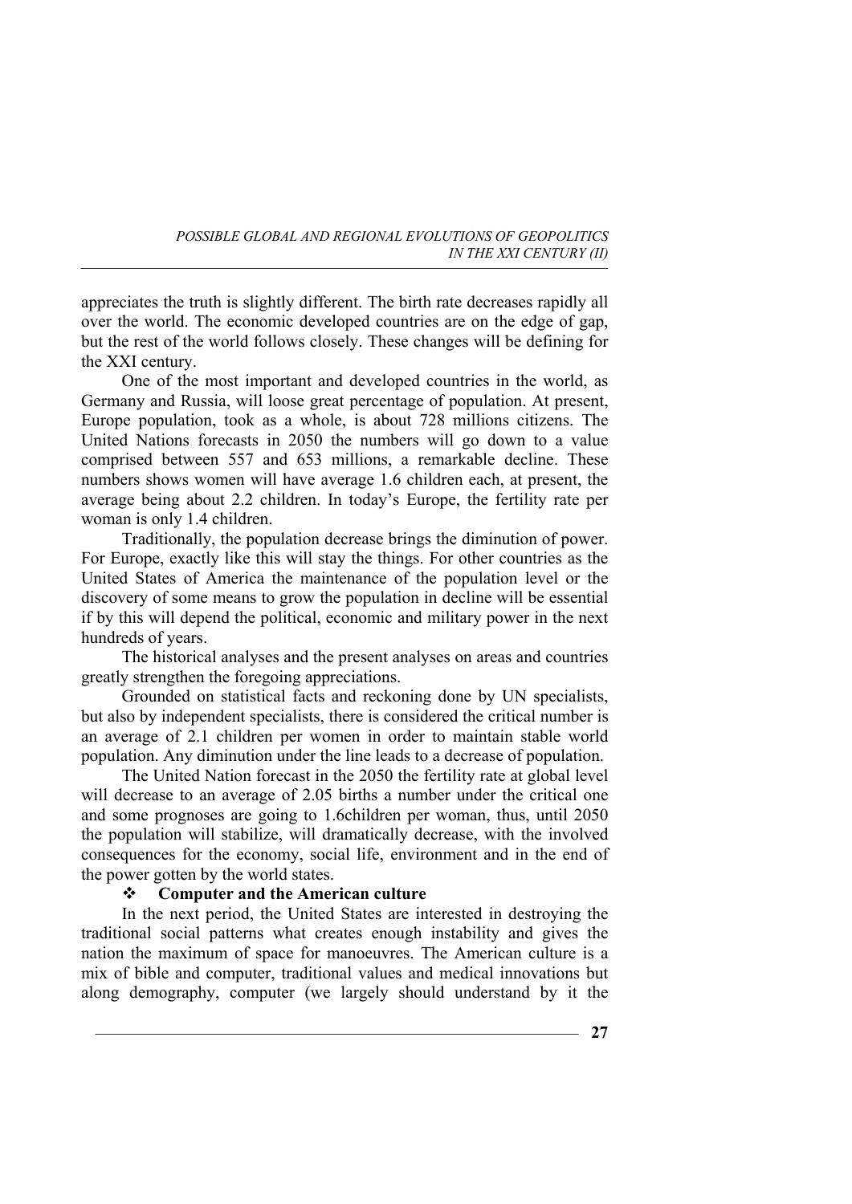appreciates the truth is slightly different. The birth rate decreases rapidly all over the world. The economic developed countries are on the edge of gap, but the rest of the world follows closely. These changes will be defining for the XXI century.

One of the most important and developed countries in the world, as Germany and Russia, will loose great percentage of population. At present, Europe population, took as a whole, is about 728 millions citizens. The United Nations forecasts in 2050 the numbers will go down to a value comprised between 557 and 653 millions, a remarkable decline. These numbers shows women will have average 1.6 children each, at present, the average being about 2.2 children. In today's Europe, the fertility rate per woman is only 1.4 children.

Traditionally, the population decrease brings the diminution of power. For Europe, exactly like this will stay the things. For other countries as the United States of America the maintenance of the population level or the discovery of some means to grow the population in decline will be essential if by this will depend the political, economic and military power in the next hundreds of years.

The historical analyses and the present analyses on areas and countries greatly strengthen the foregoing appreciations.

Grounded on statistical facts and reckoning done by UN specialists, but also by independent specialists, there is considered the critical number is an average of 2.1 children per women in order to maintain stable world population. Any diminution under the line leads to a decrease of population.

The United Nation forecast in the 2050 the fertility rate at global level will decrease to an average of 2.05 births a number under the critical one and some prognoses are going to 1.6children per woman, thus, until 2050 the population will stabilize, will dramatically decrease, with the involved consequences for the economy, social life, environment and in the end of the power gotten by the world states.

- **Computer and the American culture**

In the next period, the United States are interested in destroying the traditional social patterns what creates enough instability and gives the nation the maximum of space for manoeuvres. The American culture is a mix of bible and computer, traditional values and medical innovations but along demography, computer (we largely should understand by it the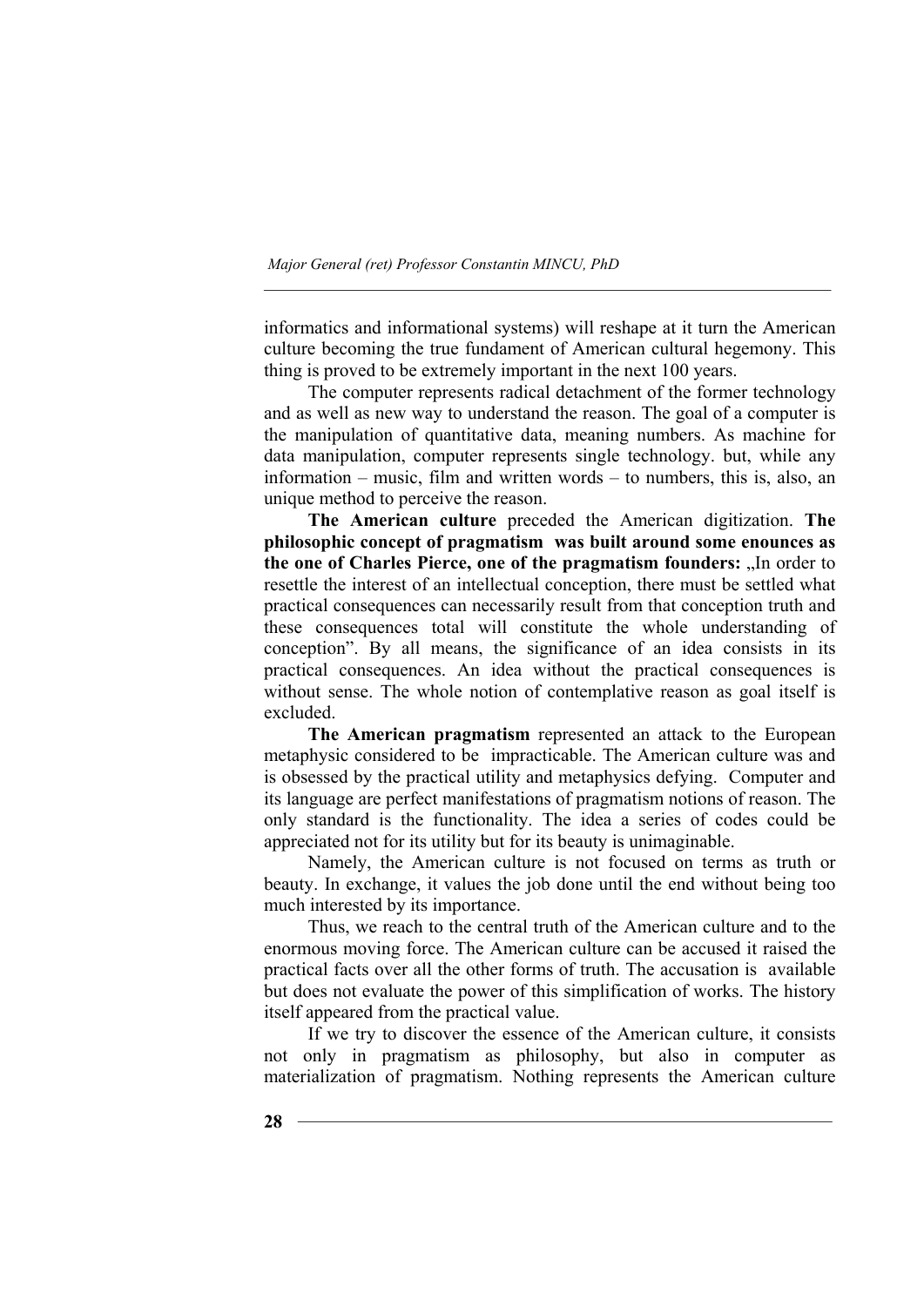informatics and informational systems) will reshape at it turn the American culture becoming the true fundament of American cultural hegemony. This thing is proved to be extremely important in the next 100 years.

The computer represents radical detachment of the former technology and as well as new way to understand the reason. The goal of a computer is the manipulation of quantitative data, meaning numbers. As machine for data manipulation, computer represents single technology. but, while any information – music, film and written words – to numbers, this is, also, an unique method to perceive the reason.

**The American culture** preceded the American digitization. **The philosophic concept of pragmatism was built around some enounces as the one of Charles Pierce, one of the pragmatism founders:** „In order to resettle the interest of an intellectual conception, there must be settled what practical consequences can necessarily result from that conception truth and these consequences total will constitute the whole understanding of conception". By all means, the significance of an idea consists in its practical consequences. An idea without the practical consequences is without sense. The whole notion of contemplative reason as goal itself is excluded.

**The American pragmatism** represented an attack to the European metaphysic considered to be impracticable. The American culture was and is obsessed by the practical utility and metaphysics defying. Computer and its language are perfect manifestations of pragmatism notions of reason. The only standard is the functionality. The idea a series of codes could be appreciated not for its utility but for its beauty is unimaginable.

Namely, the American culture is not focused on terms as truth or beauty. In exchange, it values the job done until the end without being too much interested by its importance.

Thus, we reach to the central truth of the American culture and to the enormous moving force. The American culture can be accused it raised the practical facts over all the other forms of truth. The accusation is available but does not evaluate the power of this simplification of works. The history itself appeared from the practical value.

If we try to discover the essence of the American culture, it consists not only in pragmatism as philosophy, but also in computer as materialization of pragmatism. Nothing represents the American culture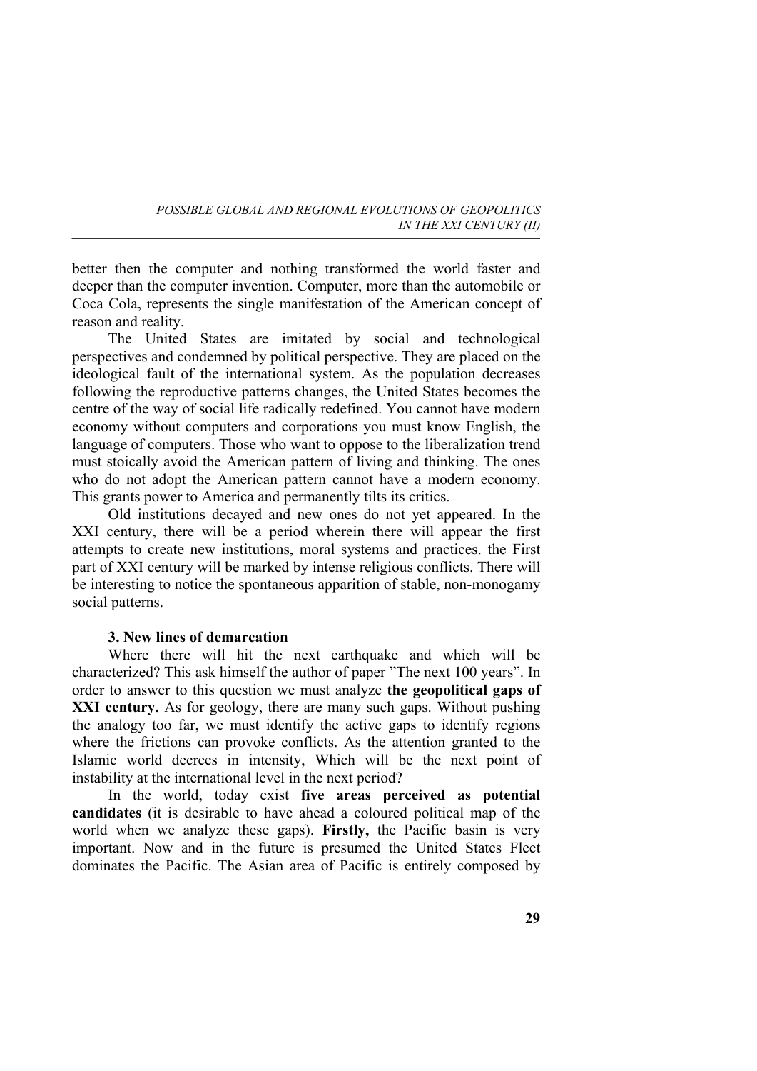better then the computer and nothing transformed the world faster and deeper than the computer invention. Computer, more than the automobile or Coca Cola, represents the single manifestation of the American concept of reason and reality.

The United States are imitated by social and technological perspectives and condemned by political perspective. They are placed on the ideological fault of the international system. As the population decreases following the reproductive patterns changes, the United States becomes the centre of the way of social life radically redefined. You cannot have modern economy without computers and corporations you must know English, the language of computers. Those who want to oppose to the liberalization trend must stoically avoid the American pattern of living and thinking. The ones who do not adopt the American pattern cannot have a modern economy. This grants power to America and permanently tilts its critics.

Old institutions decayed and new ones do not yet appeared. In the XXI century, there will be a period wherein there will appear the first attempts to create new institutions, moral systems and practices. the First part of XXI century will be marked by intense religious conflicts. There will be interesting to notice the spontaneous apparition of stable, non-monogamy social patterns.

### 3. New lines of demarcation

Where there will hit the next earthquake and which will be characterized? This ask himself the author of paper "The next 100 years". In order to answer to this question we must analyze **the geopolitical gaps of XXI century.** As for geology, there are many such gaps. Without pushing the analogy too far, we must identify the active gaps to identify regions where the frictions can provoke conflicts. As the attention granted to the Islamic world decrees in intensity, Which will be the next point of instability at the international level in the next period?

In the world, today exist **five areas perceived as potential candidates** (it is desirable to have ahead a coloured political map of the world when we analyze these gaps). **Firstly,** the Pacific basin is very important. Now and in the future is presumed the United States Fleet dominates the Pacific. The Asian area of Pacific is entirely composed by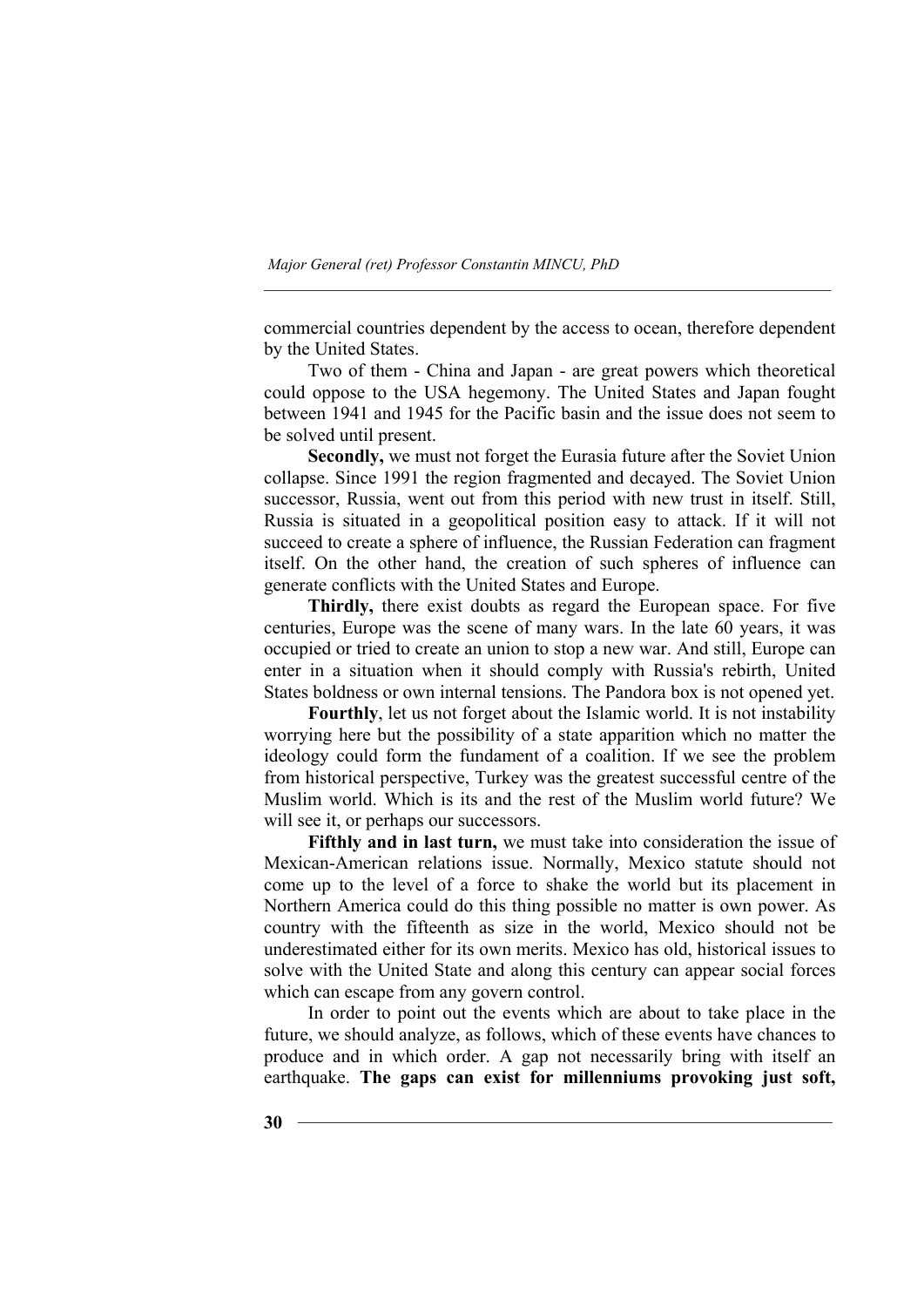commercial countries dependent by the access to ocean, therefore dependent by the United States.

Two of them - China and Japan - are great powers which theoretical could oppose to the USA hegemony. The United States and Japan fought between 1941 and 1945 for the Pacific basin and the issue does not seem to be solved until present.

**Secondly,** we must not forget the Eurasia future after the Soviet Union collapse. Since 1991 the region fragmented and decayed. The Soviet Union successor, Russia, went out from this period with new trust in itself. Still, Russia is situated in a geopolitical position easy to attack. If it will not succeed to create a sphere of influence, the Russian Federation can fragment itself. On the other hand, the creation of such spheres of influence can generate conflicts with the United States and Europe.

**Thirdly,** there exist doubts as regard the European space. For five centuries, Europe was the scene of many wars. In the late 60 years, it was occupied or tried to create an union to stop a new war. And still, Europe can enter in a situation when it should comply with Russia's rebirth, United States boldness or own internal tensions. The Pandora box is not opened yet.

**Fourthly**, let us not forget about the Islamic world. It is not instability worrying here but the possibility of a state apparition which no matter the ideology could form the fundament of a coalition. If we see the problem from historical perspective, Turkey was the greatest successful centre of the Muslim world. Which is its and the rest of the Muslim world future? We will see it, or perhaps our successors.

**Fifthly and in last turn,** we must take into consideration the issue of Mexican-American relations issue. Normally, Mexico statute should not come up to the level of a force to shake the world but its placement in Northern America could do this thing possible no matter is own power. As country with the fifteenth as size in the world, Mexico should not be underestimated either for its own merits. Mexico has old, historical issues to solve with the United State and along this century can appear social forces which can escape from any govern control.

In order to point out the events which are about to take place in the future, we should analyze, as follows, which of these events have chances to produce and in which order. A gap not necessarily bring with itself an earthquake. **The gaps can exist for millenniums provoking just soft,**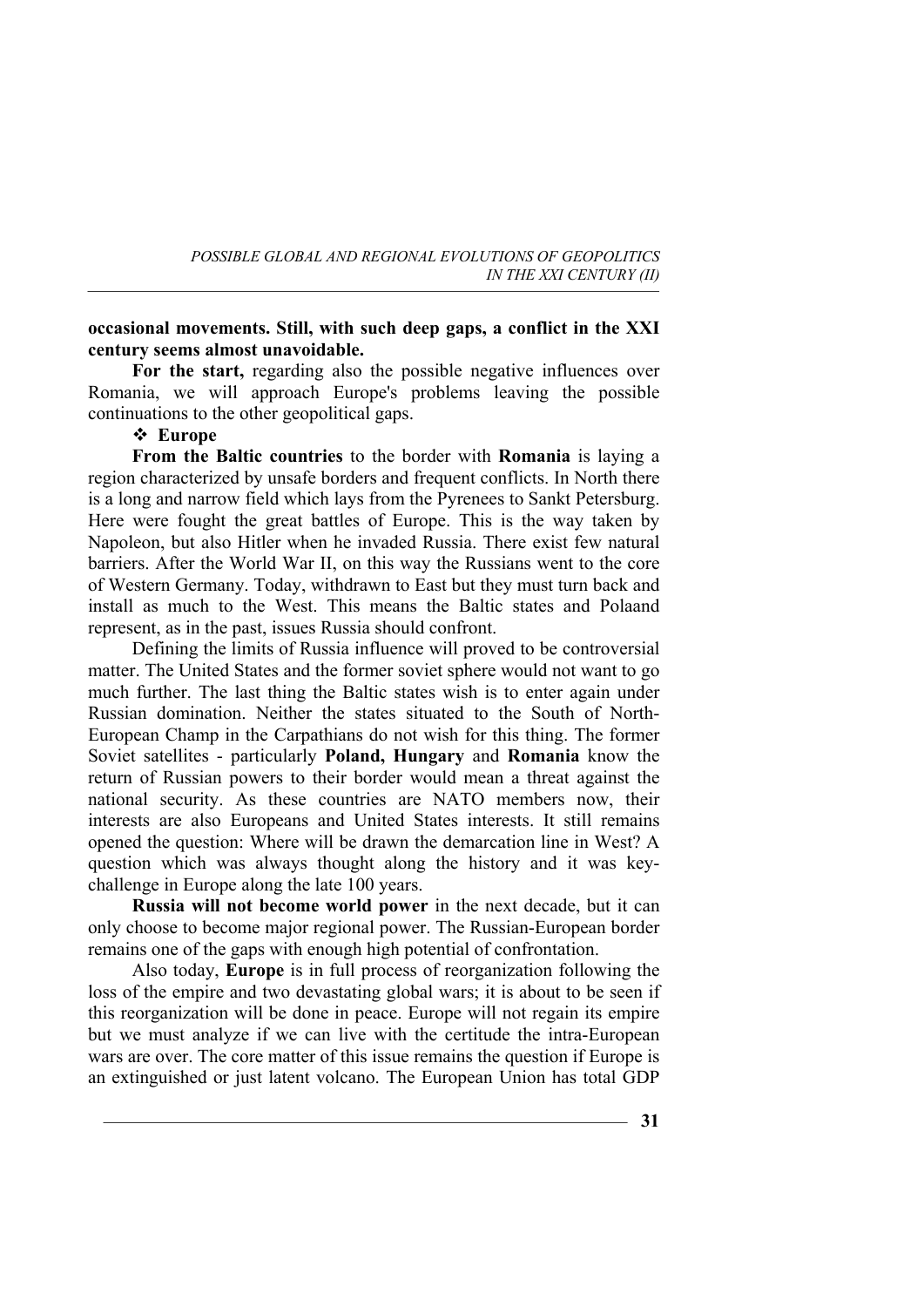**occasional movements. Still, with such deep gaps, a conflict in the XXI century seems almost unavoidable.**

**For the start,** regarding also the possible negative influences over Romania, we will approach Europe's problems leaving the possible continuations to the other geopolitical gaps.

❖ **Europe**

**From the Baltic countries** to the border with **Romania** is laying a region characterized by unsafe borders and frequent conflicts. In North there is a long and narrow field which lays from the Pyrenees to Sankt Petersburg. Here were fought the great battles of Europe. This is the way taken by Napoleon, but also Hitler when he invaded Russia. There exist few natural barriers. After the World War II, on this way the Russians went to the core of Western Germany. Today, withdrawn to East but they must turn back and install as much to the West. This means the Baltic states and Polaand represent, as in the past, issues Russia should confront.

Defining the limits of Russia influence will proved to be controversial matter. The United States and the former soviet sphere would not want to go much further. The last thing the Baltic states wish is to enter again under Russian domination. Neither the states situated to the South of North-European Champ in the Carpathians do not wish for this thing. The former Soviet satellites - particularly **Poland, Hungary** and **Romania** know the return of Russian powers to their border would mean a threat against the national security. As these countries are NATO members now, their interests are also Europeans and United States interests. It still remains opened the question: Where will be drawn the demarcation line in West? A question which was always thought along the history and it was key-challenge in Europe along the late 100 years.

**Russia will not become world power** in the next decade, but it can only choose to become major regional power. The Russian-European border remains one of the gaps with enough high potential of confrontation.

Also today, **Europe** is in full process of reorganization following the loss of the empire and two devastating global wars; it is about to be seen if this reorganization will be done in peace. Europe will not regain its empire but we must analyze if we can live with the certitude the intra-European wars are over. The core matter of this issue remains the question if Europe is an extinguished or just latent volcano. The European Union has total GDP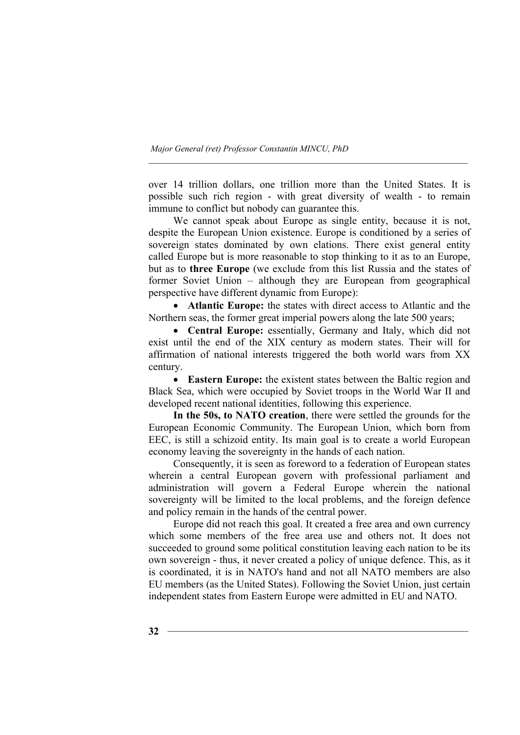over 14 trillion dollars, one trillion more than the United States. It is possible such rich region - with great diversity of wealth - to remain immune to conflict but nobody can guarantee this.

We cannot speak about Europe as single entity, because it is not, despite the European Union existence. Europe is conditioned by a series of sovereign states dominated by own elations. There exist general entity called Europe but is more reasonable to stop thinking to it as to an Europe, but as to **three Europe** (we exclude from this list Russia and the states of former Soviet Union – although they are European from geographical perspective have different dynamic from Europe):

- **Atlantic Europe:** the states with direct access to Atlantic and the Northern seas, the former great imperial powers along the late 500 years;
- **Central Europe:** essentially, Germany and Italy, which did not exist until the end of the XIX century as modern states. Their will for affirmation of national interests triggered the both world wars from XX century.
- **Eastern Europe:** the existent states between the Baltic region and Black Sea, which were occupied by Soviet troops in the World War II and developed recent national identities, following this experience.

**In the 50s, to NATO creation**, there were settled the grounds for the European Economic Community. The European Union, which born from EEC, is still a schizoid entity. Its main goal is to create a world European economy leaving the sovereignty in the hands of each nation.

Consequently, it is seen as foreword to a federation of European states wherein a central European govern with professional parliament and administration will govern a Federal Europe wherein the national sovereignty will be limited to the local problems, and the foreign defence and policy remain in the hands of the central power.

Europe did not reach this goal. It created a free area and own currency which some members of the free area use and others not. It does not succeeded to ground some political constitution leaving each nation to be its own sovereign - thus, it never created a policy of unique defence. This, as it is coordinated, it is in NATO's hand and not all NATO members are also EU members (as the United States). Following the Soviet Union, just certain independent states from Eastern Europe were admitted in EU and NATO.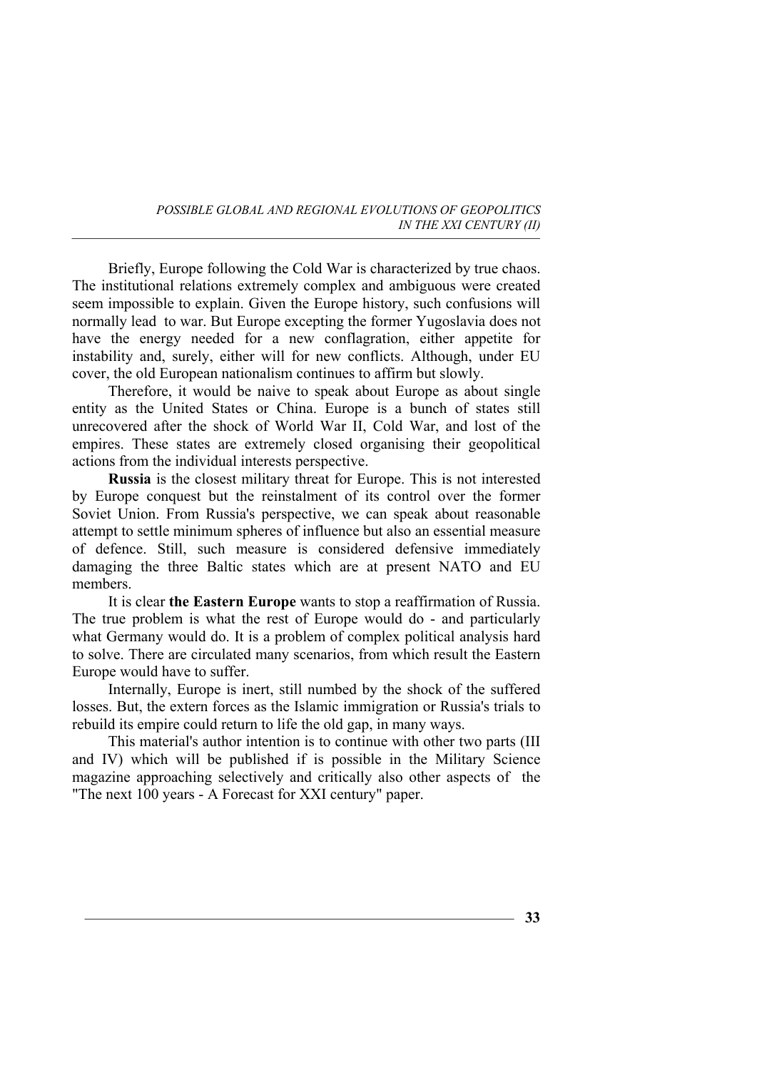Briefly, Europe following the Cold War is characterized by true chaos. The institutional relations extremely complex and ambiguous were created seem impossible to explain. Given the Europe history, such confusions will normally lead to war. But Europe excepting the former Yugoslavia does not have the energy needed for a new conflagration, either appetite for instability and, surely, either will for new conflicts. Although, under EU cover, the old European nationalism continues to affirm but slowly.

Therefore, it would be naive to speak about Europe as about single entity as the United States or China. Europe is a bunch of states still unrecovered after the shock of World War II, Cold War, and lost of the empires. These states are extremely closed organising their geopolitical actions from the individual interests perspective.

**Russia** is the closest military threat for Europe. This is not interested by Europe conquest but the reinstalment of its control over the former Soviet Union. From Russia's perspective, we can speak about reasonable attempt to settle minimum spheres of influence but also an essential measure of defence. Still, such measure is considered defensive immediately damaging the three Baltic states which are at present NATO and EU members.

It is clear **the Eastern Europe** wants to stop a reaffirmation of Russia. The true problem is what the rest of Europe would do - and particularly what Germany would do. It is a problem of complex political analysis hard to solve. There are circulated many scenarios, from which result the Eastern Europe would have to suffer.

Internally, Europe is inert, still numbed by the shock of the suffered losses. But, the extern forces as the Islamic immigration or Russia's trials to rebuild its empire could return to life the old gap, in many ways.

This material's author intention is to continue with other two parts (III and IV) which will be published if is possible in the Military Science magazine approaching selectively and critically also other aspects of the "The next 100 years - A Forecast for XXI century" paper.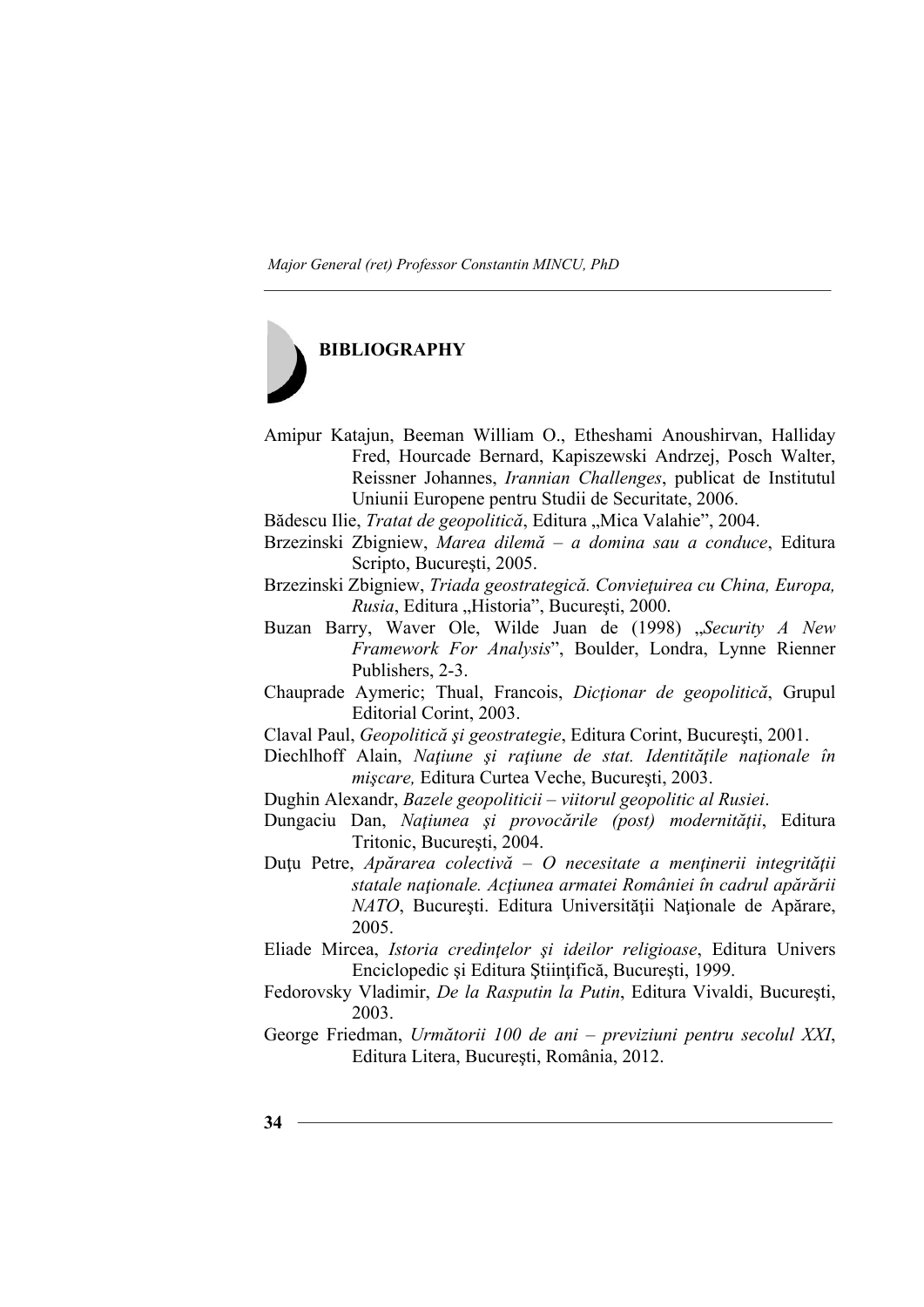## BIBLIOGRAPHY

Amipur Katajun, Beeman William O., Etheshami Anoushirvan, Halliday Fred, Hourcade Bernard, Kapiszewski Andrzej, Posch Walter, Reissner Johannes, *Irannian Challenges*, publicat de Institutul Uniunii Europene pentru Studii de Securitate, 2006.

Bădescu Ilie, *Tratat de geopolitică*, Editura „Mica Valahie", 2004.

Brzezinski Zbigniew, *Marea dilemă – a domina sau a conduce*, Editura Scripto, Bucureşti, 2005.

Brzezinski Zbigniew, *Triada geostrategică. Convieţuirea cu China, Europa, Rusia*, Editura „Historia", Bucureşti, 2000.

Buzan Barry, Waver Ole, Wilde Juan de (1998) „*Security A New Framework For Analysis*", Boulder, Londra, Lynne Rienner Publishers, 2-3.

Chauprade Aymeric; Thual, Francois, *Dicţionar de geopolitică*, Grupul Editorial Corint, 2003.

Claval Paul, *Geopolitică şi geostrategie*, Editura Corint, Bucureşti, 2001.

Diechlhoff Alain, *Naţiune şi raţiune de stat. Identităţile naţionale în mişcare,* Editura Curtea Veche, Bucureşti, 2003.

Dughin Alexandr, *Bazele geopoliticii – viitorul geopolitic al Rusiei*.

Dungaciu Dan, *Naţiunea şi provocările (post) modernităţii*, Editura Tritonic, Bucureşti, 2004.

Duţu Petre, *Apărarea colectivă – O necesitate a menţinerii integrităţii statale naţionale. Acţiunea armatei României în cadrul apărării NATO*, Bucureşti. Editura Universităţii Naţionale de Apărare, 2005.

Eliade Mircea, *Istoria credinţelor şi ideilor religioase*, Editura Univers Enciclopedic şi Editura Ştiinţifică, Bucureşti, 1999.

Fedorovsky Vladimir, *De la Rasputin la Putin*, Editura Vivaldi, Bucureşti, 2003.

George Friedman, *Următorii 100 de ani – previziuni pentru secolul XXI*, Editura Litera, Bucureşti, România, 2012.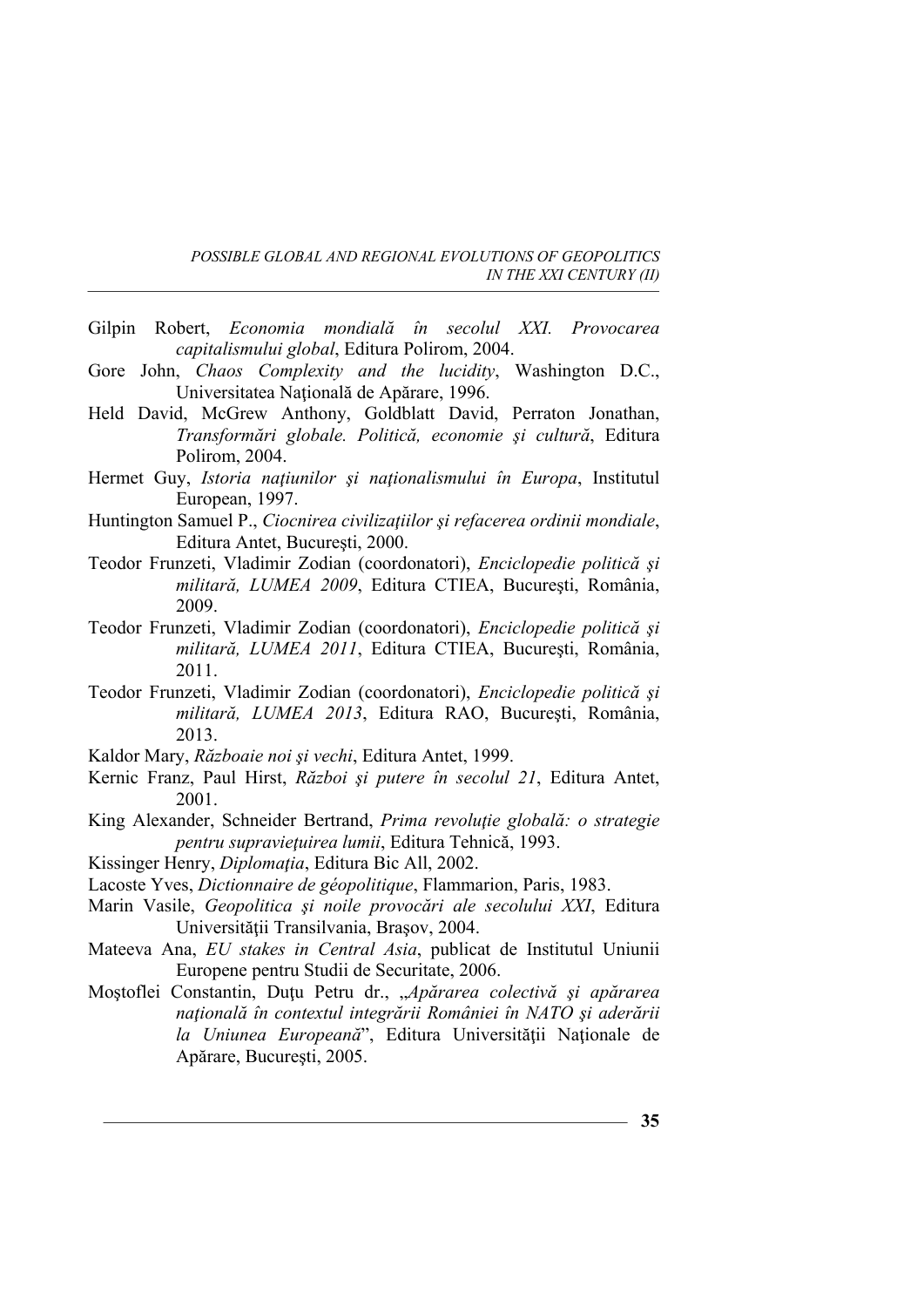Gilpin Robert, *Economia mondială în secolul XXI. Provocarea capitalismului global*, Editura Polirom, 2004.

Gore John, *Chaos Complexity and the lucidity*, Washington D.C., Universitatea Naţională de Apărare, 1996.

Held David, McGrew Anthony, Goldblatt David, Perraton Jonathan, *Transformări globale. Politică, economie şi cultură*, Editura Polirom, 2004.

Hermet Guy, *Istoria naţiunilor şi naţionalismului în Europa*, Institutul European, 1997.

Huntington Samuel P., *Ciocnirea civilizaţiilor şi refacerea ordinii mondiale*, Editura Antet, Bucureşti, 2000.

Teodor Frunzeti, Vladimir Zodian (coordonatori), *Enciclopedie politică şi militară, LUMEA 2009*, Editura CTIEA, Bucureşti, România, 2009.

Teodor Frunzeti, Vladimir Zodian (coordonatori), *Enciclopedie politică şi militară, LUMEA 2011*, Editura CTIEA, Bucureşti, România, 2011.

Teodor Frunzeti, Vladimir Zodian (coordonatori), *Enciclopedie politică şi militară, LUMEA 2013*, Editura RAO, Bucureşti, România, 2013.

Kaldor Mary, *Războaie noi şi vechi*, Editura Antet, 1999.

Kernic Franz, Paul Hirst, *Război şi putere în secolul 21*, Editura Antet, 2001.

King Alexander, Schneider Bertrand, *Prima revoluţie globală: o strategie pentru supravieţuirea lumii*, Editura Tehnică, 1993.

Kissinger Henry, *Diplomaţia*, Editura Bic All, 2002.

Lacoste Yves, *Dictionnaire de géopolitique*, Flammarion, Paris, 1983.

Marin Vasile, *Geopolitica şi noile provocări ale secolului XXI*, Editura Universităţii Transilvania, Braşov, 2004.

Mateeva Ana, *EU stakes in Central Asia*, publicat de Institutul Uniunii Europene pentru Studii de Securitate, 2006.

Moştoflei Constantin, Duţu Petru dr., „*Apărarea colectivă şi apărarea naţională în contextul integrării României în NATO şi aderării la Uniunea Europeană*", Editura Universităţii Naţionale de Apărare, Bucureşti, 2005.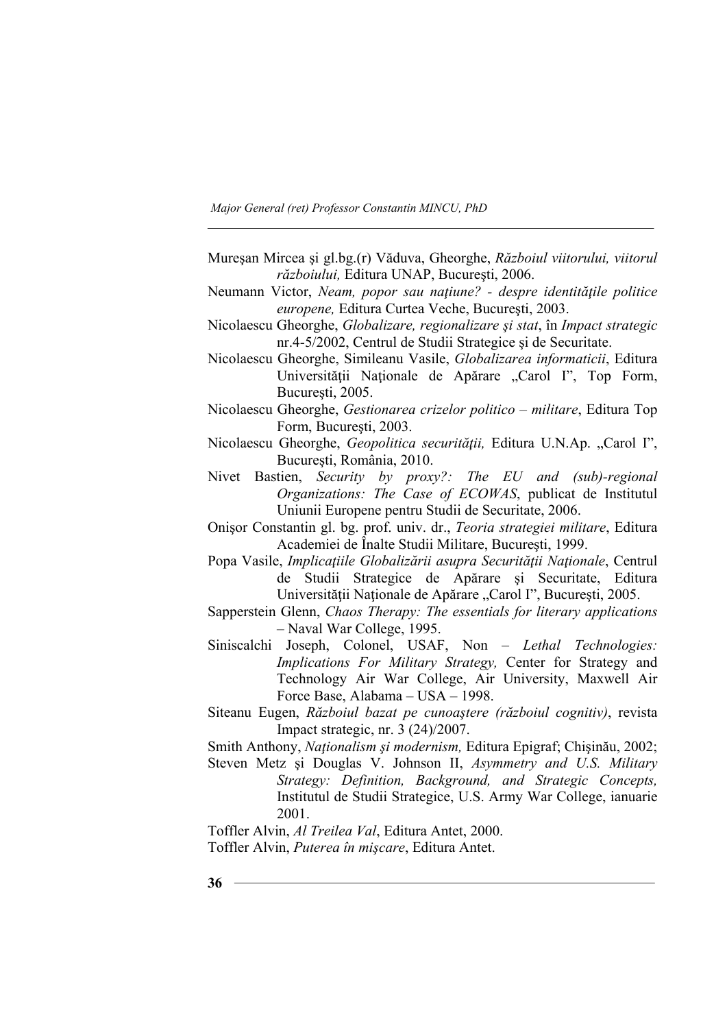Mureşan Mircea şi gl.bg.(r) Văduva, Gheorghe, *Războiul viitorului, viitorul războiului,* Editura UNAP, Bucureşti, 2006.

Neumann Victor, *Neam, popor sau naţiune? - despre identităţile politice europene,* Editura Curtea Veche, Bucureşti, 2003.

Nicolaescu Gheorghe, *Globalizare, regionalizare şi stat*, în *Impact strategic* nr.4-5/2002, Centrul de Studii Strategice şi de Securitate.

Nicolaescu Gheorghe, Simileanu Vasile, *Globalizarea informaticii*, Editura Universităţii Naţionale de Apărare „Carol I", Top Form, Bucureşti, 2005.

Nicolaescu Gheorghe, *Gestionarea crizelor politico – militare*, Editura Top Form, Bucureşti, 2003.

Nicolaescu Gheorghe, *Geopolitica securităţii,* Editura U.N.Ap. „Carol I", Bucureşti, România, 2010.

Nivet Bastien, *Security by proxy?: The EU and (sub)-regional Organizations: The Case of ECOWAS*, publicat de Institutul Uniunii Europene pentru Studii de Securitate, 2006.

Onişor Constantin gl. bg. prof. univ. dr., *Teoria strategiei militare*, Editura Academiei de Înalte Studii Militare, Bucureşti, 1999.

Popa Vasile, *Implicaţiile Globalizării asupra Securităţii Naţionale*, Centrul de Studii Strategice de Apărare şi Securitate, Editura Universităţii Naţionale de Apărare „Carol I", Bucureşti, 2005.

Sapperstein Glenn, *Chaos Therapy: The essentials for literary applications* – Naval War College, 1995.

Siniscalchi Joseph, Colonel, USAF, Non – *Lethal Technologies: Implications For Military Strategy,* Center for Strategy and Technology Air War College, Air University, Maxwell Air Force Base, Alabama – USA – 1998.

Siteanu Eugen, *Războiul bazat pe cunoaştere (războiul cognitiv)*, revista Impact strategic, nr. 3 (24)/2007.

Smith Anthony, *Naţionalism şi modernism,* Editura Epigraf; Chişinău, 2002;

Steven Metz şi Douglas V. Johnson II, *Asymmetry and U.S. Military Strategy: Definition, Background, and Strategic Concepts,* Institutul de Studii Strategice, U.S. Army War College, ianuarie 2001.

Toffler Alvin, *Al Treilea Val*, Editura Antet, 2000.

Toffler Alvin, *Puterea în mişcare*, Editura Antet.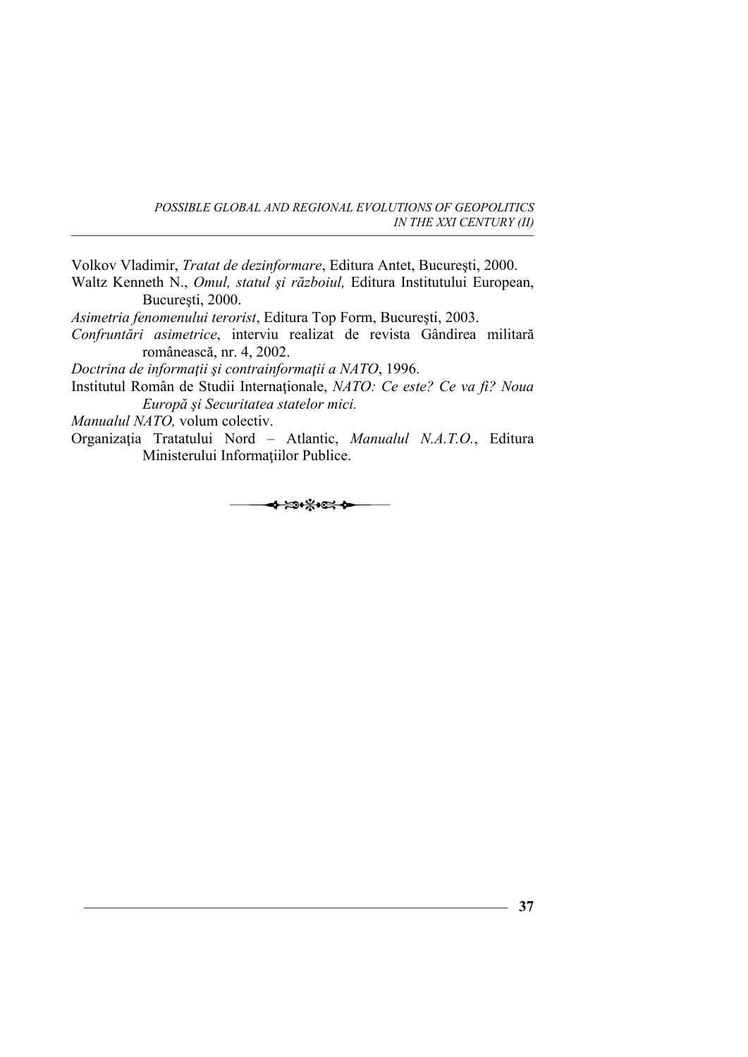Volkov Vladimir, *Tratat de dezinformare*, Editura Antet, Bucureşti, 2000.

Waltz Kenneth N., *Omul, statul şi războiul,* Editura Institutului European, Bucureşti, 2000.

*Asimetria fenomenului terorist*, Editura Top Form, Bucureşti, 2003.

*Confruntări asimetrice*, interviu realizat de revista Gândirea militară românească, nr. 4, 2002.

*Doctrina de informaţii şi contrainformaţii a NATO*, 1996.

Institutul Român de Studii Internaţionale, *NATO: Ce este? Ce va fi? Noua Europă şi Securitatea statelor mici.*

*Manualul NATO,* volum colectiv.

Organizaţia Tratatului Nord – Atlantic, *Manualul N.A.T.O.*, Editura Ministerului Informaţiilor Publice.